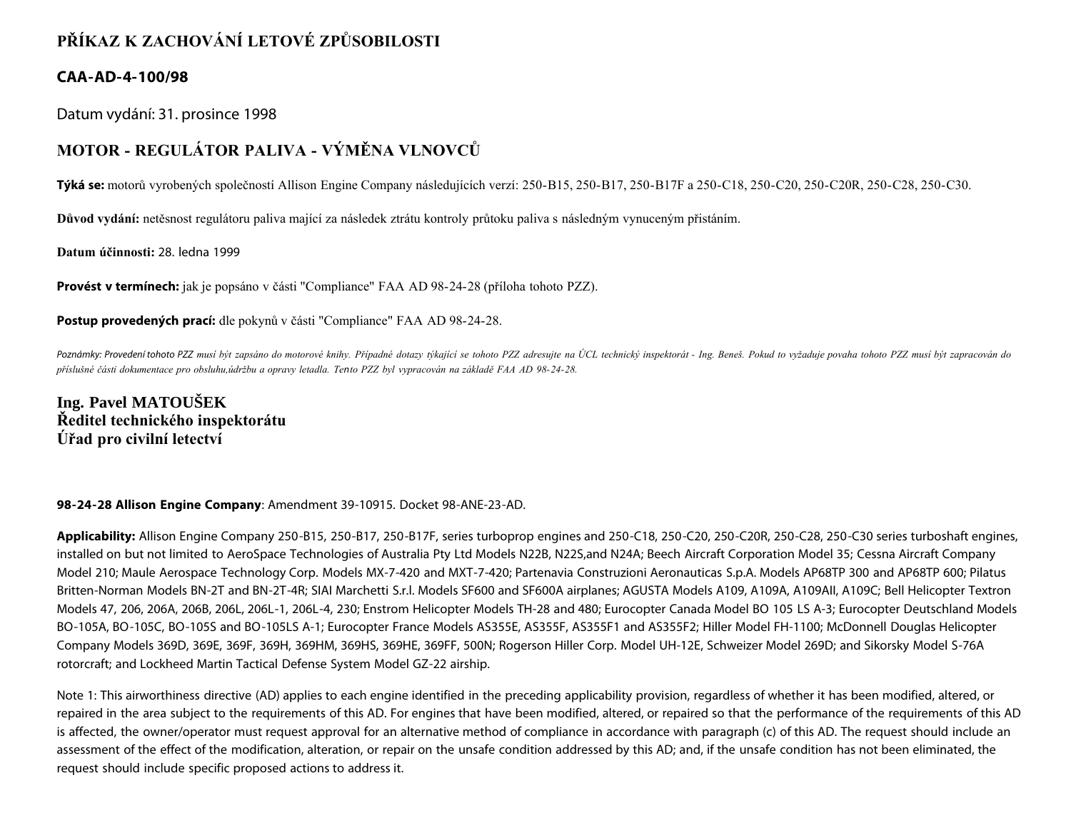# PŘÍKAZ K ZACHOVÁNÍ LETOVÉ ZPŮSOBILOSTI

## CAA-AD-4-100/98

Datum vydání: 31. prosince 1998

## MOTOR - REGULÁTOR PALIVA - VÝMĚNA VLNOVCŮ

**Týká se:** motorů vyrobených společností Allison Engine Company následujících verzí: 250-B15, 250-B17, 250-B17F a 250-C18, 250-C20, 250-C20R, 250-C28, 250-C30.

**Důvod vydání:** netěsnost regulátoru paliva mající za následek ztrátu kontroly průtoku paliva s následným vynuceným přistáním.

**Datum účinnosti:** 28. ledna 1999

**Provést v termínech:** jak je popsáno v části "Compliance" FAA AD 98-24-28 (příloha tohoto PZZ).

**Postup provedených prací:** dle pokynů v části "Compliance" FAA AD 98-24-28.

*Poznámky: Provedení tohoto PZZ musí být zapsáno do motorové knihy. Případné dotazy týkající se tohoto PZZ adresujte na ÚCL technický inspektorát - Ing. Beneš. Pokud to vyžaduje povaha tohoto PZZ musí být zapracován do příslušné části dokumentace pro obsluhu,údržbu a opravy letadla. Tento PZZ byl vypracován na základě FAA AD 98-24-28.*

**Ing. Pavel MATOUŠEK**
**Ředitel technického inspektorátu**
**Úřad pro civilní letectví**

**98-24-28 Allison Engine Company**: Amendment 39-10915. Docket 98-ANE-23-AD.

**Applicability:** Allison Engine Company 250-B15, 250-B17, 250-B17F, series turboprop engines and 250-C18, 250-C20, 250-C20R, 250-C28, 250-C30 series turboshaft engines, installed on but not limited to AeroSpace Technologies of Australia Pty Ltd Models N22B, N22S,and N24A; Beech Aircraft Corporation Model 35; Cessna Aircraft Company Model 210; Maule Aerospace Technology Corp. Models MX-7-420 and MXT-7-420; Partenavia Construzioni Aeronauticas S.p.A. Models AP68TP 300 and AP68TP 600; Pilatus Britten-Norman Models BN-2T and BN-2T-4R; SIAI Marchetti S.r.l. Models SF600 and SF600A airplanes; AGUSTA Models A109, A109A, A109AII, A109C; Bell Helicopter Textron Models 47, 206, 206A, 206B, 206L, 206L-1, 206L-4, 230; Enstrom Helicopter Models TH-28 and 480; Eurocopter Canada Model BO 105 LS A-3; Eurocopter Deutschland Models BO-105A, BO-105C, BO-105S and BO-105LS A-1; Eurocopter France Models AS355E, AS355F, AS355F1 and AS355F2; Hiller Model FH-1100; McDonnell Douglas Helicopter Company Models 369D, 369E, 369F, 369H, 369HM, 369HS, 369HE, 369FF, 500N; Rogerson Hiller Corp. Model UH-12E, Schweizer Model 269D; and Sikorsky Model S-76A rotorcraft; and Lockheed Martin Tactical Defense System Model GZ-22 airship.

Note 1: This airworthiness directive (AD) applies to each engine identified in the preceding applicability provision, regardless of whether it has been modified, altered, or repaired in the area subject to the requirements of this AD. For engines that have been modified, altered, or repaired so that the performance of the requirements of this AD is affected, the owner/operator must request approval for an alternative method of compliance in accordance with paragraph (c) of this AD. The request should include an assessment of the effect of the modification, alteration, or repair on the unsafe condition addressed by this AD; and, if the unsafe condition has not been eliminated, the request should include specific proposed actions to address it.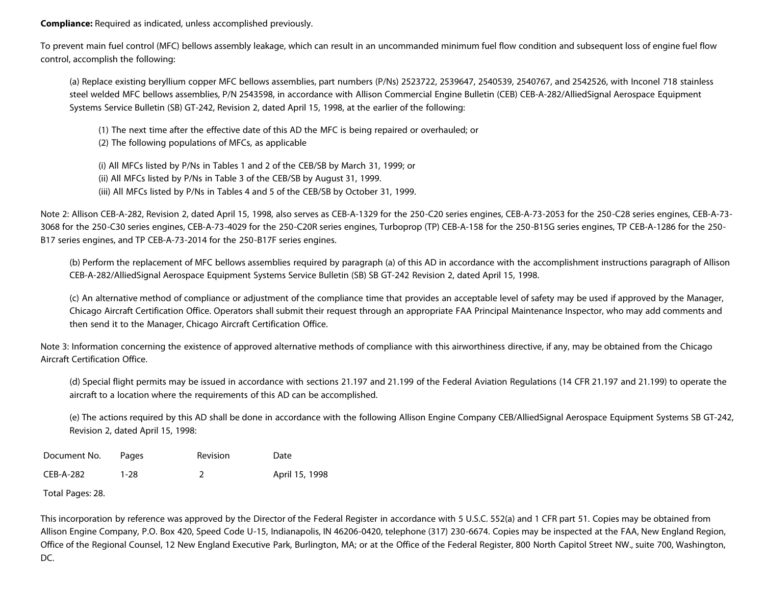**Compliance:** Required as indicated, unless accomplished previously.

To prevent main fuel control (MFC) bellows assembly leakage, which can result in an uncommanded minimum fuel flow condition and subsequent loss of engine fuel flow control, accomplish the following:

(a) Replace existing beryllium copper MFC bellows assemblies, part numbers (P/Ns) 2523722, 2539647, 2540539, 2540767, and 2542526, with Inconel 718 stainless steel welded MFC bellows assemblies, P/N 2543598, in accordance with Allison Commercial Engine Bulletin (CEB) CEB-A-282/AlliedSignal Aerospace Equipment Systems Service Bulletin (SB) GT-242, Revision 2, dated April 15, 1998, at the earlier of the following:

(1) The next time after the effective date of this AD the MFC is being repaired or overhauled; or
(2) The following populations of MFCs, as applicable

(i) All MFCs listed by P/Ns in Tables 1 and 2 of the CEB/SB by March 31, 1999; or
(ii) All MFCs listed by P/Ns in Table 3 of the CEB/SB by August 31, 1999.
(iii) All MFCs listed by P/Ns in Tables 4 and 5 of the CEB/SB by October 31, 1999.

Note 2: Allison CEB-A-282, Revision 2, dated April 15, 1998, also serves as CEB-A-1329 for the 250-C20 series engines, CEB-A-73-2053 for the 250-C28 series engines, CEB-A-73-3068 for the 250-C30 series engines, CEB-A-73-4029 for the 250-C20R series engines, Turboprop (TP) CEB-A-158 for the 250-B15G series engines, TP CEB-A-1286 for the 250-B17 series engines, and TP CEB-A-73-2014 for the 250-B17F series engines.

(b) Perform the replacement of MFC bellows assemblies required by paragraph (a) of this AD in accordance with the accomplishment instructions paragraph of Allison CEB-A-282/AlliedSignal Aerospace Equipment Systems Service Bulletin (SB) SB GT-242 Revision 2, dated April 15, 1998.

(c) An alternative method of compliance or adjustment of the compliance time that provides an acceptable level of safety may be used if approved by the Manager, Chicago Aircraft Certification Office. Operators shall submit their request through an appropriate FAA Principal Maintenance Inspector, who may add comments and then send it to the Manager, Chicago Aircraft Certification Office.

Note 3: Information concerning the existence of approved alternative methods of compliance with this airworthiness directive, if any, may be obtained from the Chicago Aircraft Certification Office.

(d) Special flight permits may be issued in accordance with sections 21.197 and 21.199 of the Federal Aviation Regulations (14 CFR 21.197 and 21.199) to operate the aircraft to a location where the requirements of this AD can be accomplished.

(e) The actions required by this AD shall be done in accordance with the following Allison Engine Company CEB/AlliedSignal Aerospace Equipment Systems SB GT-242, Revision 2, dated April 15, 1998:

| Document No. | Pages | Revision | Date |
|---|---|---|---|
| CEB-A-282 | 1-28 | 2 | April 15, 1998 |

Total Pages: 28.

This incorporation by reference was approved by the Director of the Federal Register in accordance with 5 U.S.C. 552(a) and 1 CFR part 51. Copies may be obtained from Allison Engine Company, P.O. Box 420, Speed Code U-15, Indianapolis, IN 46206-0420, telephone (317) 230-6674. Copies may be inspected at the FAA, New England Region, Office of the Regional Counsel, 12 New England Executive Park, Burlington, MA; or at the Office of the Federal Register, 800 North Capitol Street NW., suite 700, Washington, DC.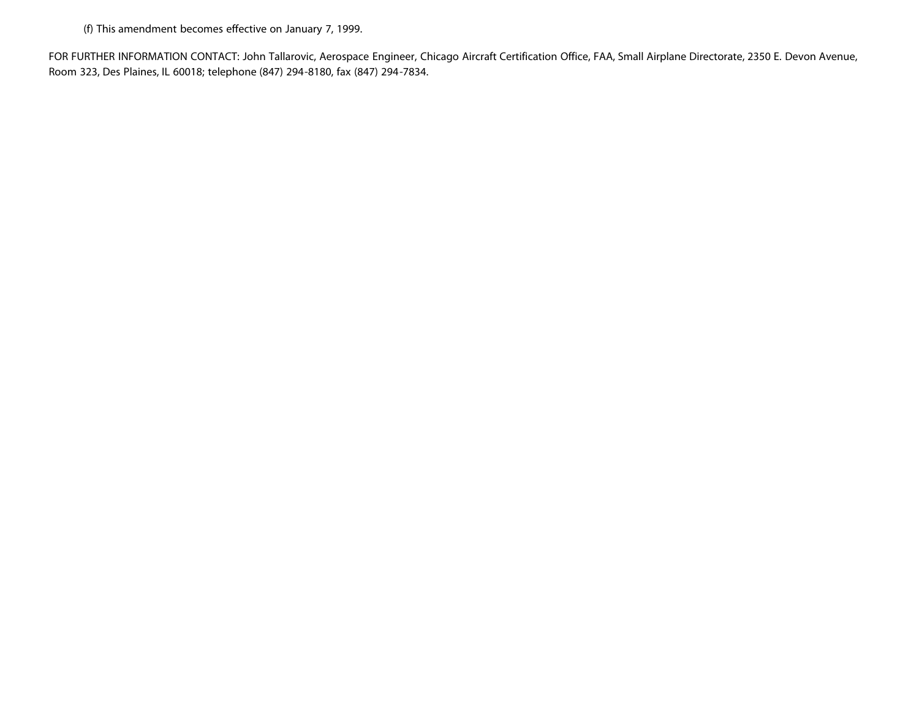(f) This amendment becomes effective on January 7, 1999.

FOR FURTHER INFORMATION CONTACT: John Tallarovic, Aerospace Engineer, Chicago Aircraft Certification Office, FAA, Small Airplane Directorate, 2350 E. Devon Avenue, Room 323, Des Plaines, IL 60018; telephone (847) 294-8180, fax (847) 294-7834.